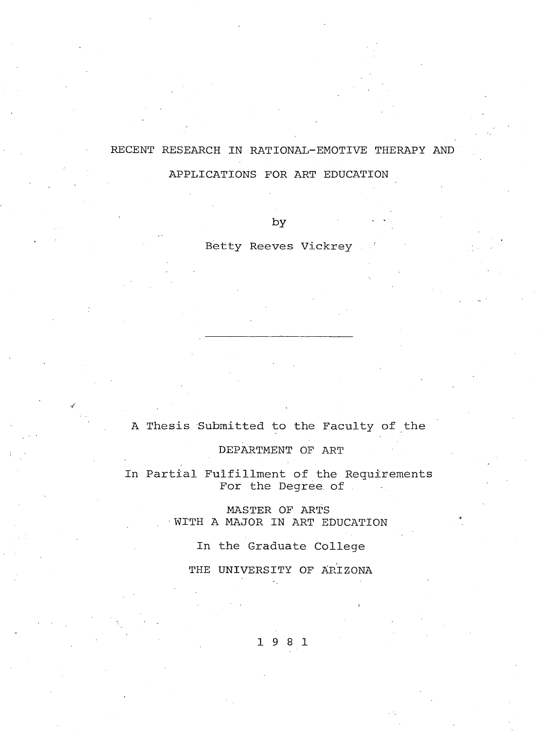# RECENT RESEARCH IN RATIONAL-EMOTIVE THERAPY AND APPLICATIONS FOR ART EDUCATION

by

Betty Reeves Vickrey

---

A Thesis Submitted to the Faculty of the

DEPARTMENT OF ART

In Partial Fulfillment of the Requirements
For the Degree of

MASTER OF ARTS
WITH A MAJOR IN ART EDUCATION

In the Graduate College

THE UNIVERSITY OF ARIZONA

1 9 8 1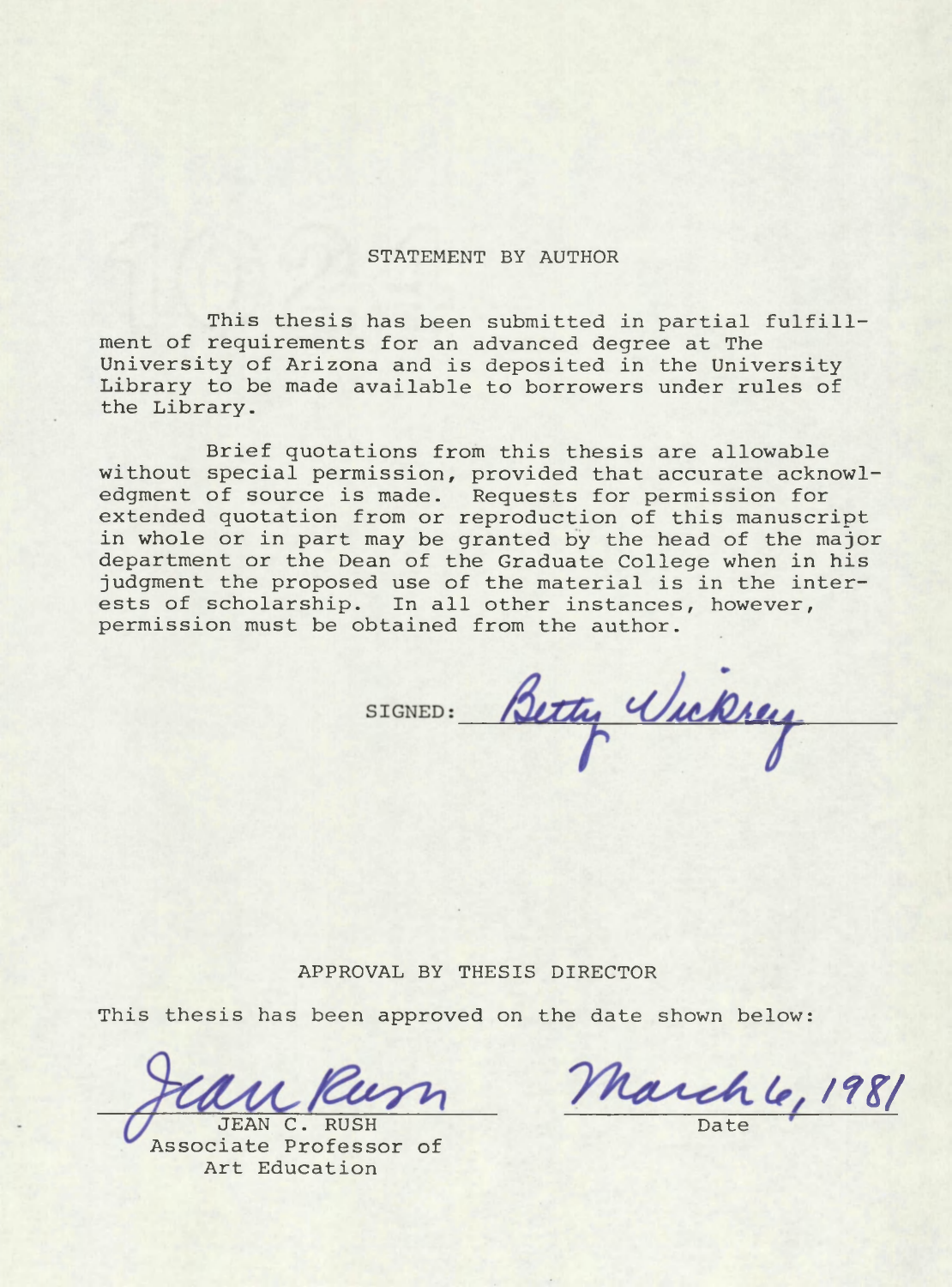## STATEMENT BY AUTHOR

This thesis has been submitted in partial fulfillment of requirements for an advanced degree at The University of Arizona and is deposited in the University Library to be made available to borrowers under rules of the Library.

Brief quotations from this thesis are allowable without special permission, provided that accurate acknowledgment of source is made. Requests for permission for extended quotation from or reproduction of this manuscript in whole or in part may be granted by the head of the major department or the Dean of the Graduate College when in his judgment the proposed use of the material is in the interests of scholarship. In all other instances, however, permission must be obtained from the author.

SIGNED: Betty Vickrey

## APPROVAL BY THESIS DIRECTOR

This thesis has been approved on the date shown below:

Jean Rush
JEAN C. RUSH
Associate Professor of Art Education

March 6, 1981
Date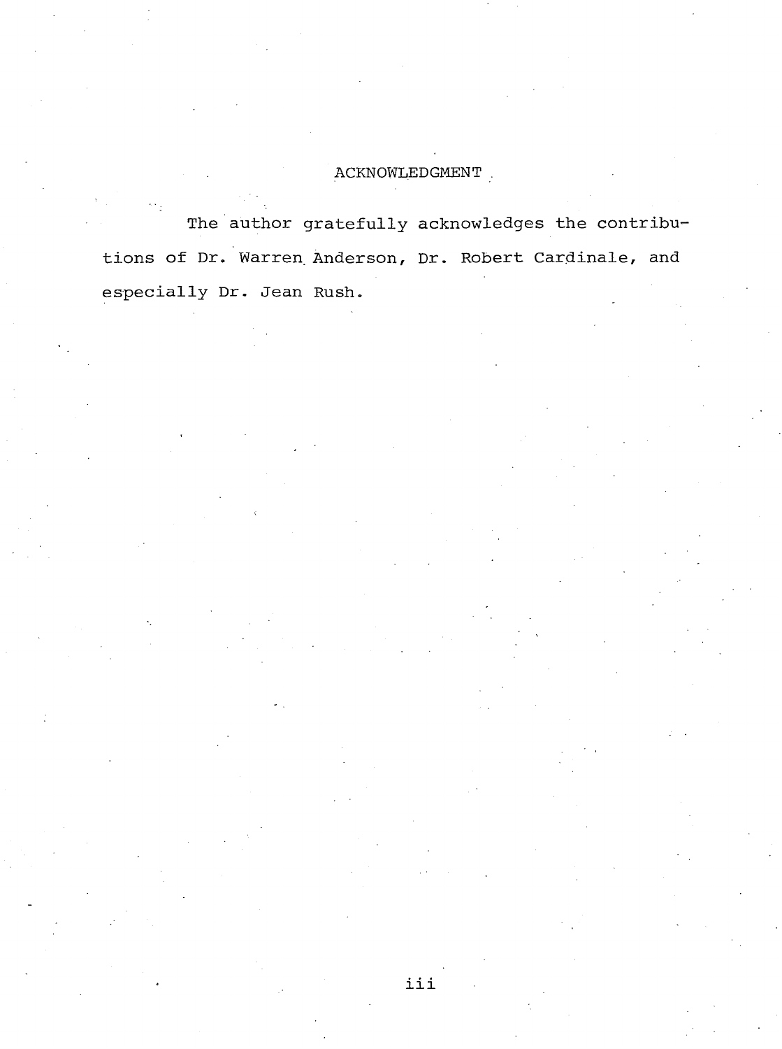# ACKNOWLEDGMENT

The author gratefully acknowledges the contributions of Dr. Warren Anderson, Dr. Robert Cardinale, and especially Dr. Jean Rush.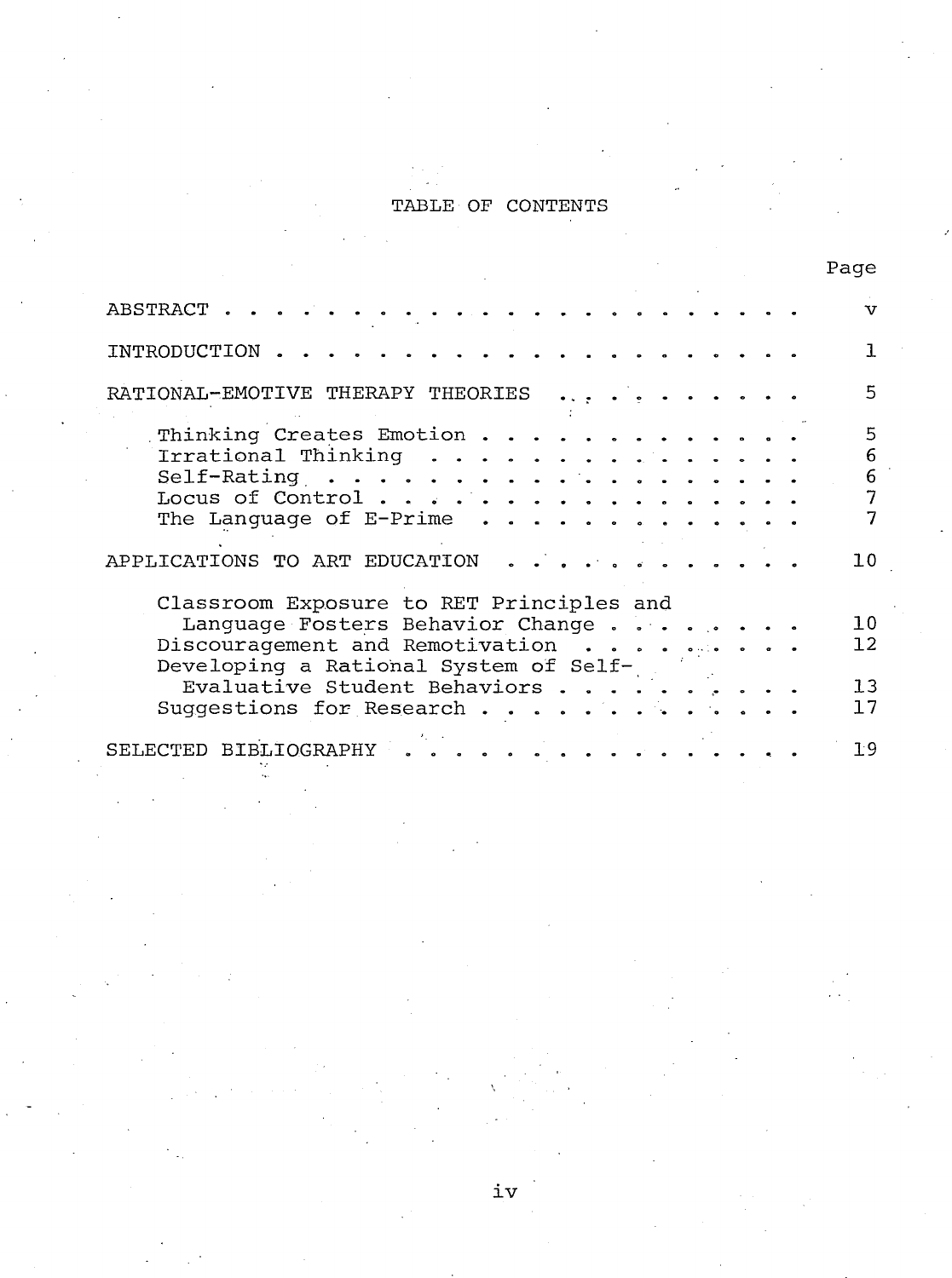# TABLE OF CONTENTS

| | Page |
|---|---|
| ABSTRACT | v |
| INTRODUCTION | 1 |
| RATIONAL-EMOTIVE THERAPY THEORIES | 5 |
| Thinking Creates Emotion | 5 |
| Irrational Thinking | 6 |
| Self-Rating | 6 |
| Locus of Control | 7 |
| The Language of E-Prime | 7 |
| APPLICATIONS TO ART EDUCATION | 10 |
| Classroom Exposure to RET Principles and Language Fosters Behavior Change | 10 |
| Discouragement and Remotivation | 12 |
| Developing a Rational System of Self-Evaluative Student Behaviors | 13 |
| Suggestions for Research | 17 |
| SELECTED BIBLIOGRAPHY | 19 |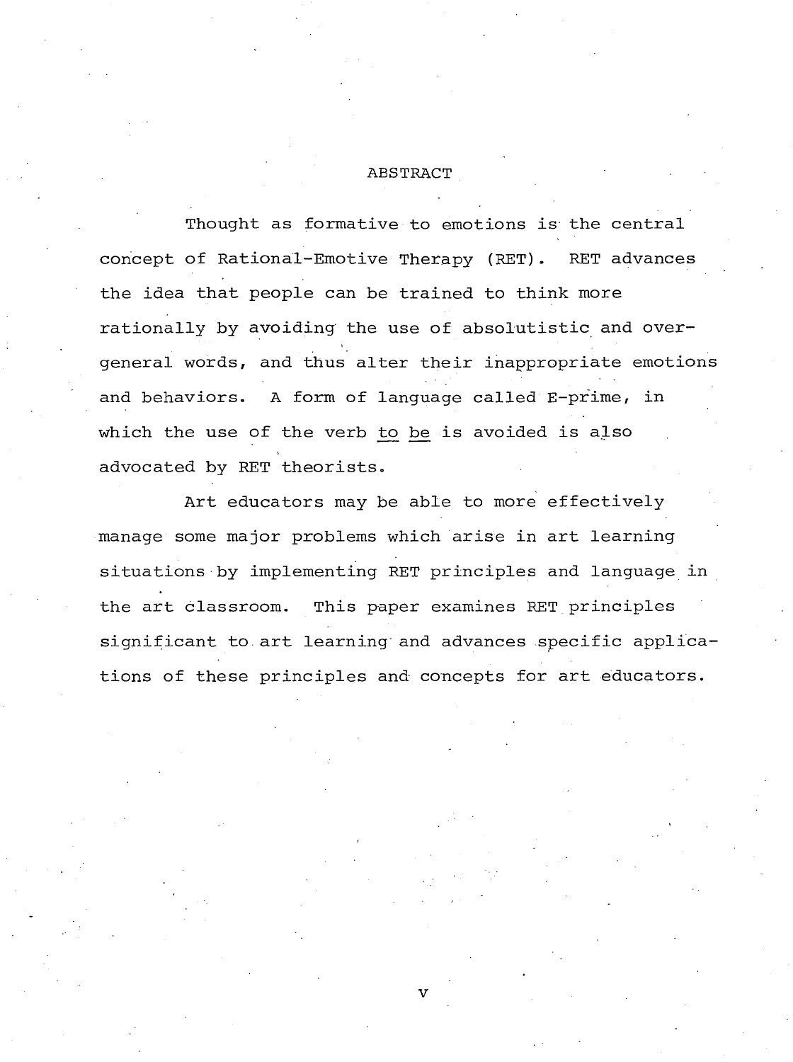## ABSTRACT

Thought as formative to emotions is the central concept of Rational-Emotive Therapy (RET). RET advances the idea that people can be trained to think more rationally by avoiding the use of absolutistic and over-general words, and thus alter their inappropriate emotions and behaviors. A form of language called E-prime, in which the use of the verb <u>to be</u> is avoided is also advocated by RET theorists.

Art educators may be able to more effectively manage some major problems which arise in art learning situations by implementing RET principles and language in the art classroom. This paper examines RET principles significant to art learning and advances specific applications of these principles and concepts for art educators.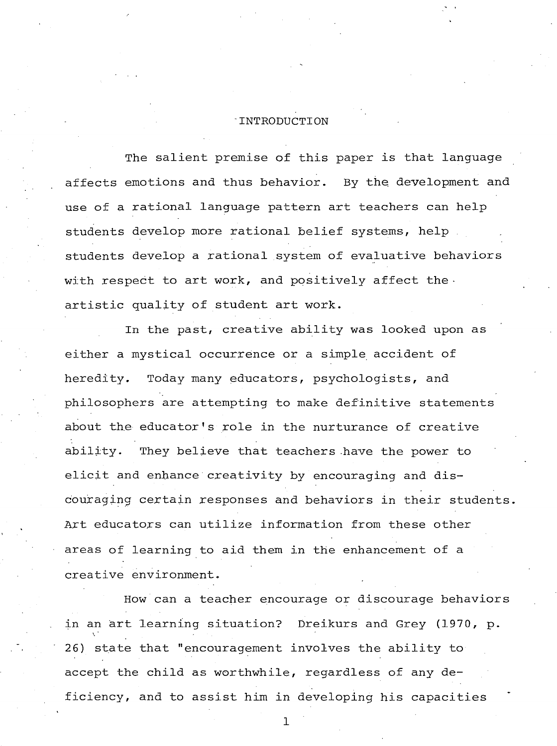# INTRODUCTION

The salient premise of this paper is that language affects emotions and thus behavior. By the development and use of a rational language pattern art teachers can help students develop more rational belief systems, help students develop a rational system of evaluative behaviors with respect to art work, and positively affect the artistic quality of student art work.

In the past, creative ability was looked upon as either a mystical occurrence or a simple accident of heredity. Today many educators, psychologists, and philosophers are attempting to make definitive statements about the educator's role in the nurturance of creative ability. They believe that teachers have the power to elicit and enhance creativity by encouraging and discouraging certain responses and behaviors in their students. Art educators can utilize information from these other areas of learning to aid them in the enhancement of a creative environment.

How can a teacher encourage or discourage behaviors in an art learning situation? Dreikurs and Grey (1970, p. 26) state that "encouragement involves the ability to accept the child as worthwhile, regardless of any deficiency, and to assist him in developing his capacities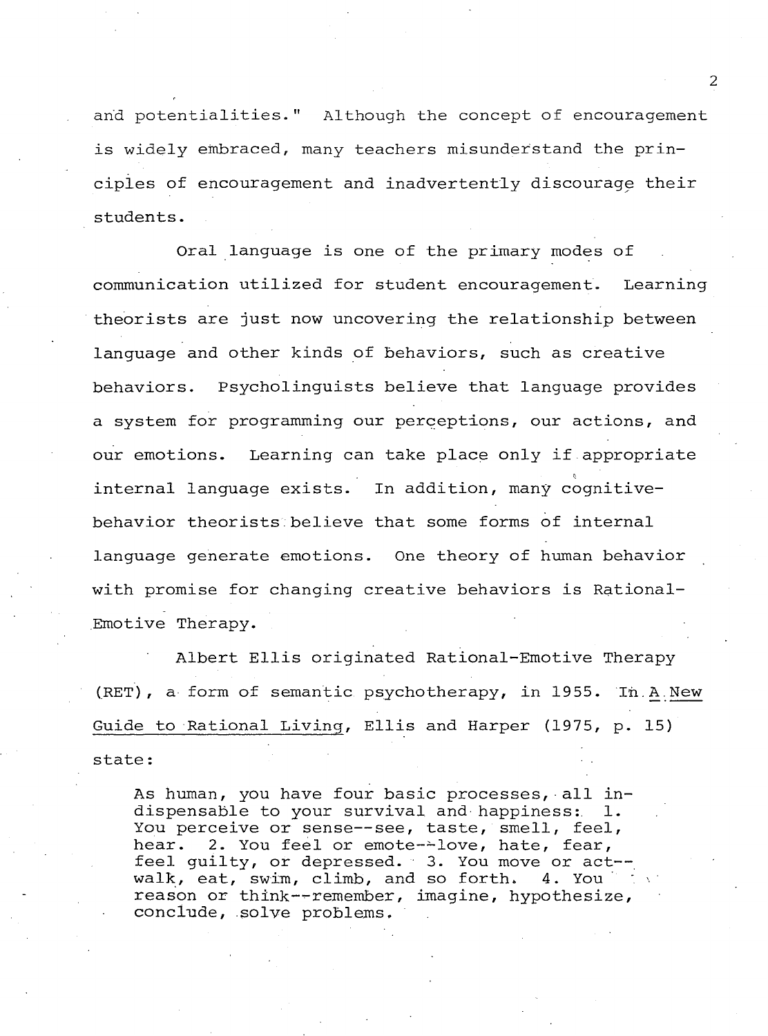and potentialities." Although the concept of encouragement is widely embraced, many teachers misunderstand the principles of encouragement and inadvertently discourage their students.

Oral language is one of the primary modes of communication utilized for student encouragement. Learning theorists are just now uncovering the relationship between language and other kinds of behaviors, such as creative behaviors. Psycholinguists believe that language provides a system for programming our perceptions, our actions, and our emotions. Learning can take place only if appropriate internal language exists. In addition, many cognitive-behavior theorists believe that some forms of internal language generate emotions. One theory of human behavior with promise for changing creative behaviors is Rational-Emotive Therapy.

Albert Ellis originated Rational-Emotive Therapy (RET), a form of semantic psychotherapy, in 1955. In _A New Guide to Rational Living_, Ellis and Harper (1975, p. 15) state:

> As human, you have four basic processes, all indispensable to your survival and happiness: 1. You perceive or sense--see, taste, smell, feel, hear. 2. You feel or emote--love, hate, fear, feel guilty, or depressed. 3. You move or act--walk, eat, swim, climb, and so forth. 4. You reason or think--remember, imagine, hypothesize, conclude, solve problems.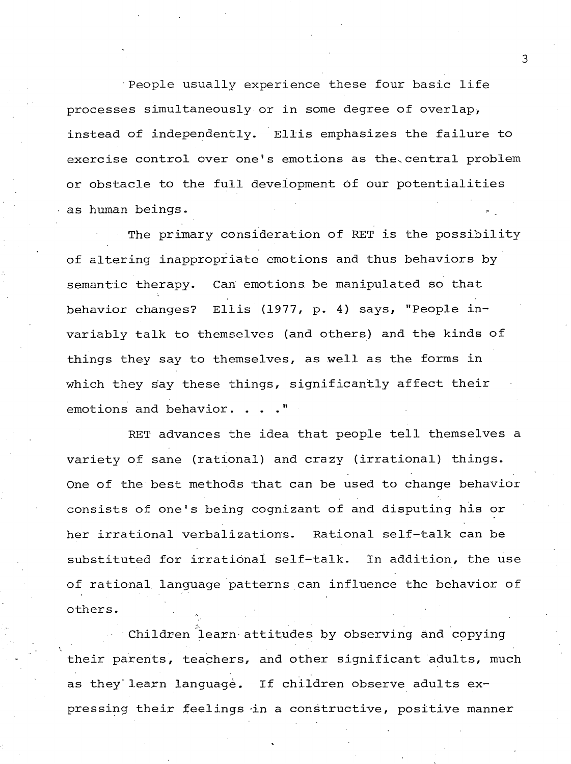People usually experience these four basic life processes simultaneously or in some degree of overlap, instead of independently. Ellis emphasizes the failure to exercise control over one's emotions as the central problem or obstacle to the full development of our potentialities as human beings.

The primary consideration of RET is the possibility of altering inappropriate emotions and thus behaviors by semantic therapy. Can emotions be manipulated so that behavior changes? Ellis (1977, p. 4) says, "People invariably talk to themselves (and others) and the kinds of things they say to themselves, as well as the forms in which they say these things, significantly affect their emotions and behavior. . . ."

RET advances the idea that people tell themselves a variety of sane (rational) and crazy (irrational) things. One of the best methods that can be used to change behavior consists of one's being cognizant of and disputing his or her irrational verbalizations. Rational self-talk can be substituted for irrational self-talk. In addition, the use of rational language patterns can influence the behavior of others.

Children learn attitudes by observing and copying their parents, teachers, and other significant adults, much as they learn language. If children observe adults expressing their feelings in a constructive, positive manner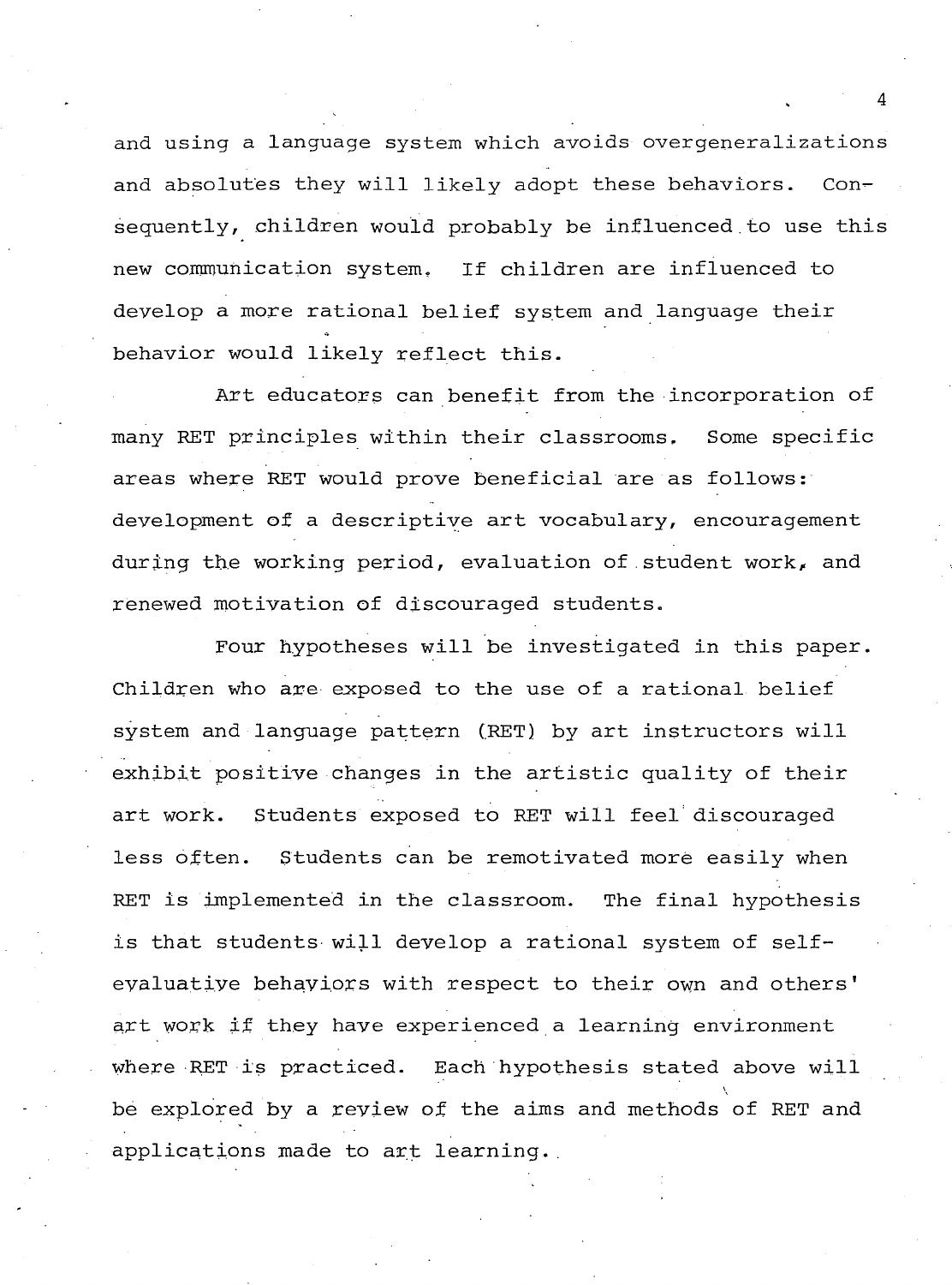and using a language system which avoids overgeneralizations and absolutes they will likely adopt these behaviors. Consequently, children would probably be influenced to use this new communication system. If children are influenced to develop a more rational belief system and language their behavior would likely reflect this.

Art educators can benefit from the incorporation of many RET principles within their classrooms. Some specific areas where RET would prove beneficial are as follows: development of a descriptive art vocabulary, encouragement during the working period, evaluation of student work, and renewed motivation of discouraged students.

Four hypotheses will be investigated in this paper. Children who are exposed to the use of a rational belief system and language pattern (RET) by art instructors will exhibit positive changes in the artistic quality of their art work. Students exposed to RET will feel discouraged less often. Students can be remotivated more easily when RET is implemented in the classroom. The final hypothesis is that students will develop a rational system of self-evaluative behaviors with respect to their own and others' art work if they have experienced a learning environment where RET is practiced. Each hypothesis stated above will be explored by a review of the aims and methods of RET and applications made to art learning.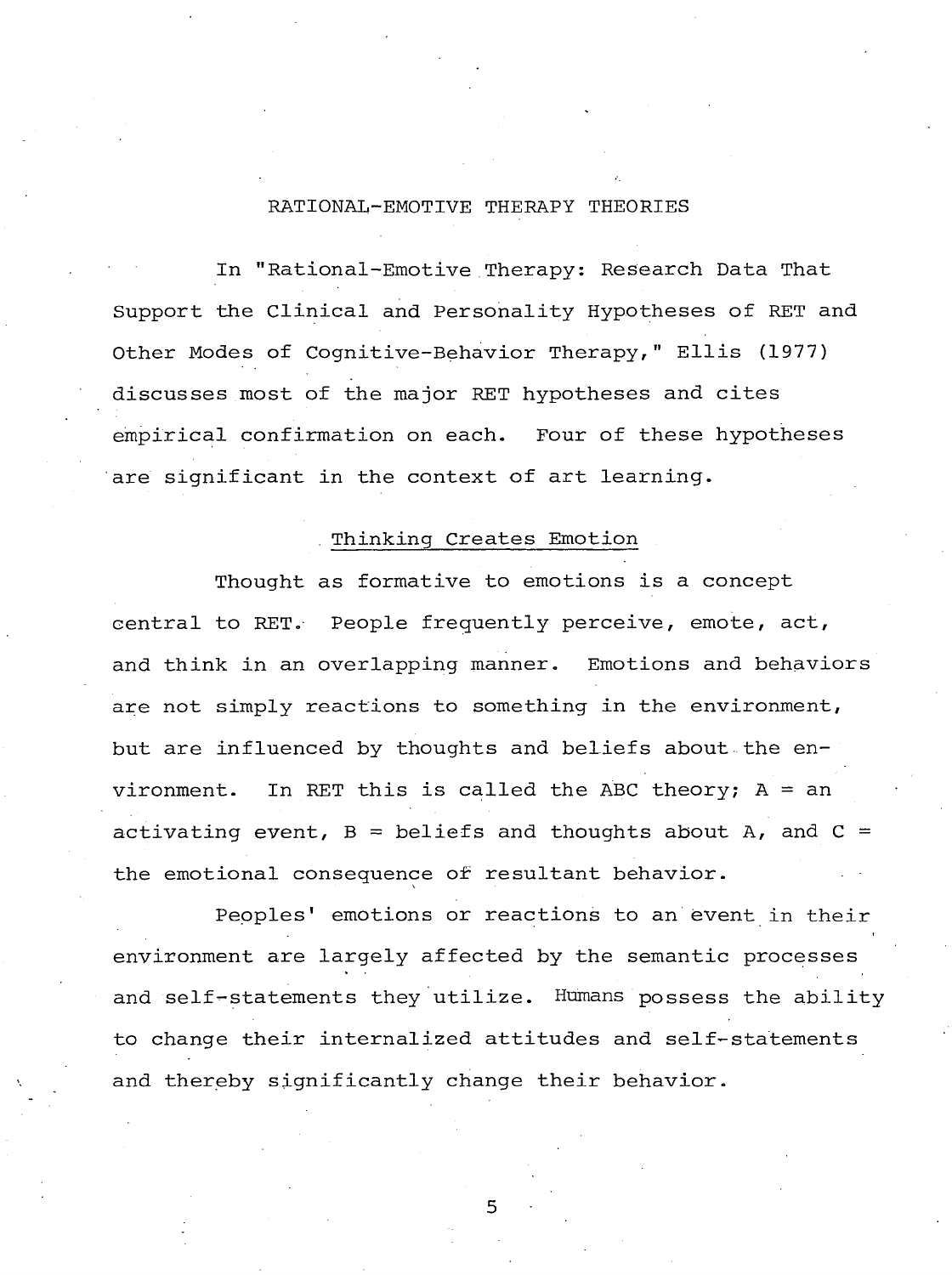## RATIONAL-EMOTIVE THERAPY THEORIES

In "Rational-Emotive Therapy: Research Data That Support the Clinical and Personality Hypotheses of RET and Other Modes of Cognitive-Behavior Therapy," Ellis (1977) discusses most of the major RET hypotheses and cites empirical confirmation on each. Four of these hypotheses are significant in the context of art learning.

### Thinking Creates Emotion

Thought as formative to emotions is a concept central to RET. People frequently perceive, emote, act, and think in an overlapping manner. Emotions and behaviors are not simply reactions to something in the environment, but are influenced by thoughts and beliefs about the environment. In RET this is called the ABC theory; A = an activating event, B = beliefs and thoughts about A, and C = the emotional consequence of resultant behavior.

Peoples' emotions or reactions to an event in their environment are largely affected by the semantic processes and self-statements they utilize. Humans possess the ability to change their internalized attitudes and self-statements and thereby significantly change their behavior.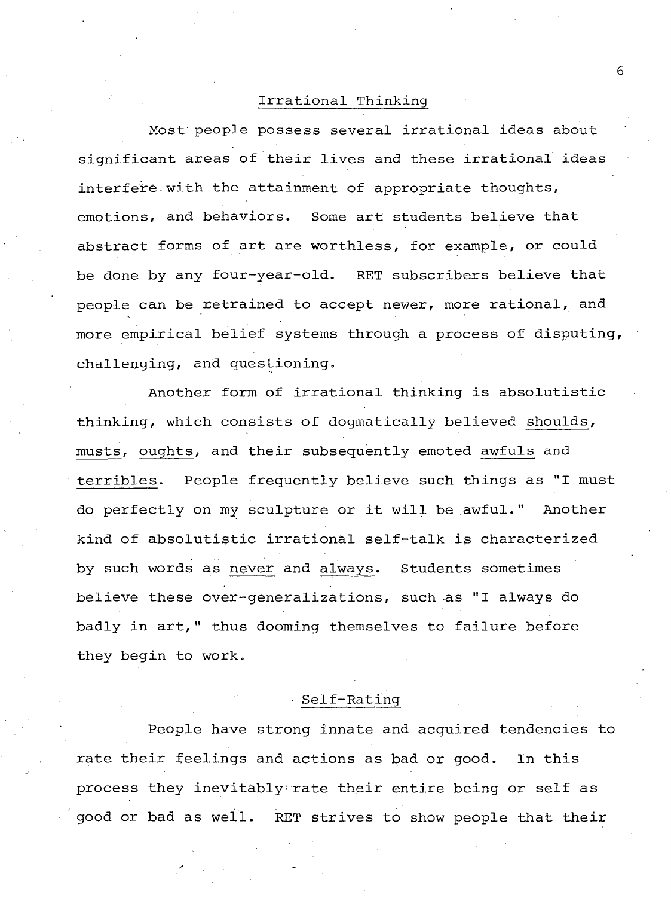## Irrational Thinking

Most people possess several irrational ideas about significant areas of their lives and these irrational ideas interfere with the attainment of appropriate thoughts, emotions, and behaviors. Some art students believe that abstract forms of art are worthless, for example, or could be done by any four-year-old. RET subscribers believe that people can be retrained to accept newer, more rational, and more empirical belief systems through a process of disputing, challenging, and questioning.

Another form of irrational thinking is absolutistic thinking, which consists of dogmatically believed <u>shoulds</u>, <u>musts</u>, <u>oughts</u>, and their subsequently emoted <u>awfuls</u> and <u>terribles</u>. People frequently believe such things as "I must do perfectly on my sculpture or it will be awful." Another kind of absolutistic irrational self-talk is characterized by such words as <u>never</u> and <u>always</u>. Students sometimes believe these over-generalizations, such as "I always do badly in art," thus dooming themselves to failure before they begin to work.

## Self-Rating

People have strong innate and acquired tendencies to rate their feelings and actions as bad or good. In this process they inevitably rate their entire being or self as good or bad as well. RET strives to show people that their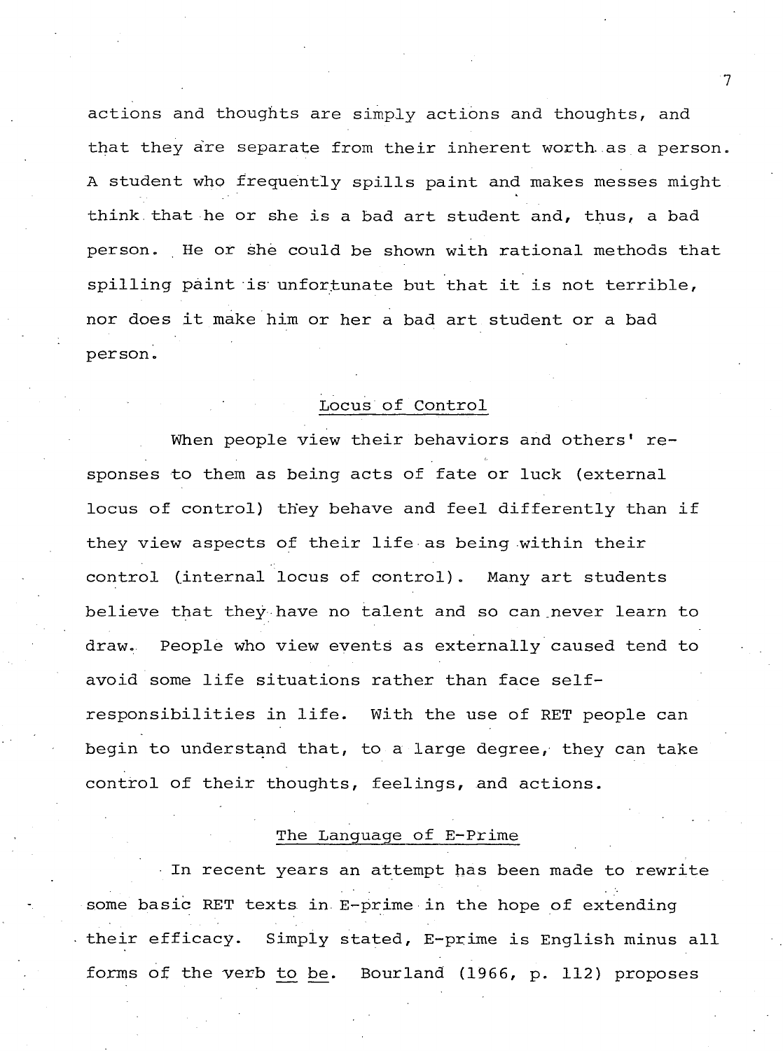actions and thoughts are simply actions and thoughts, and that they are separate from their inherent worth as a person. A student who frequently spills paint and makes messes might think that he or she is a bad art student and, thus, a bad person. He or she could be shown with rational methods that spilling paint is unfortunate but that it is not terrible, nor does it make him or her a bad art student or a bad person.

## Locus of Control

When people view their behaviors and others' responses to them as being acts of fate or luck (external locus of control) they behave and feel differently than if they view aspects of their life as being within their control (internal locus of control). Many art students believe that they have no talent and so can never learn to draw. People who view events as externally caused tend to avoid some life situations rather than face self-responsibilities in life. With the use of RET people can begin to understand that, to a large degree, they can take control of their thoughts, feelings, and actions.

## The Language of E-Prime

In recent years an attempt has been made to rewrite some basic RET texts in E-prime in the hope of extending their efficacy. Simply stated, E-prime is English minus all forms of the verb _to be_. Bourland (1966, p. 112) proposes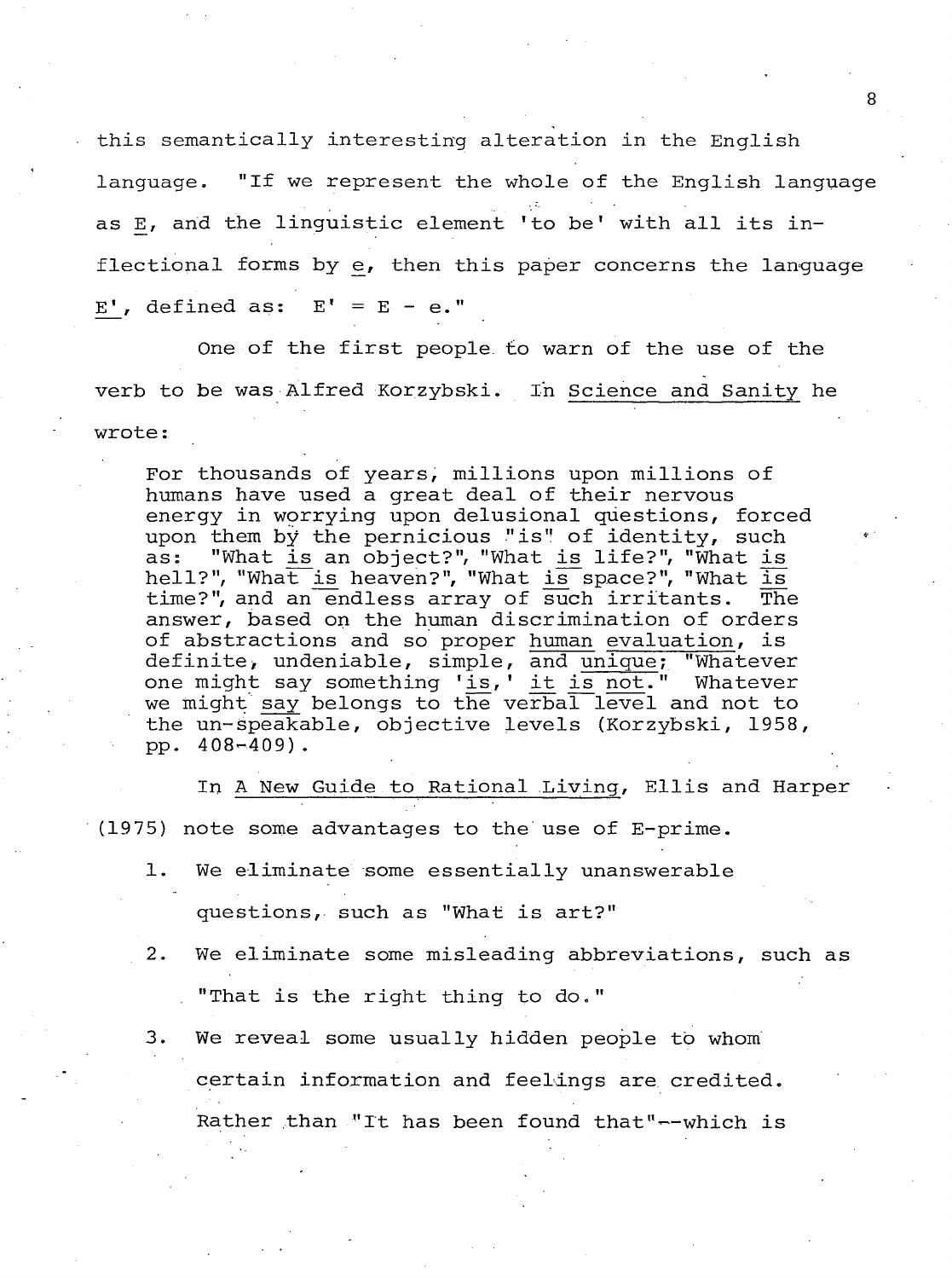this semantically interesting alteration in the English language. "If we represent the whole of the English language as _E_, and the linguistic element 'to be' with all its inflectional forms by _e_, then this paper concerns the language _E'_, defined as: E' = E - e."

One of the first people to warn of the use of the verb to be was Alfred Korzybski. In _Science and Sanity_ he wrote:

> For thousands of years, millions upon millions of humans have used a great deal of their nervous energy in worrying upon delusional questions, forced upon them by the pernicious "is" of identity, such as: "What _is_ an object?", "What _is_ life?", "What _is_ hell?", "What _is_ heaven?", "What _is_ space?", "What _is_ time?", and an endless array of such irritants. The answer, based on the human discrimination of orders of abstractions and so proper _human evaluation_, is definite, undeniable, simple, and _unique_; "Whatever one might say something '_is_,' _it is not_." Whatever we might _say_ belongs to the verbal level and not to the un-speakable, objective levels (Korzybski, 1958, pp. 408-409).

In _A New Guide to Rational Living_, Ellis and Harper (1975) note some advantages to the use of E-prime.

1. We eliminate some essentially unanswerable questions, such as "What is art?"
2. We eliminate some misleading abbreviations, such as "That is the right thing to do."
3. We reveal some usually hidden people to whom certain information and feelings are credited. Rather than "It has been found that"--which is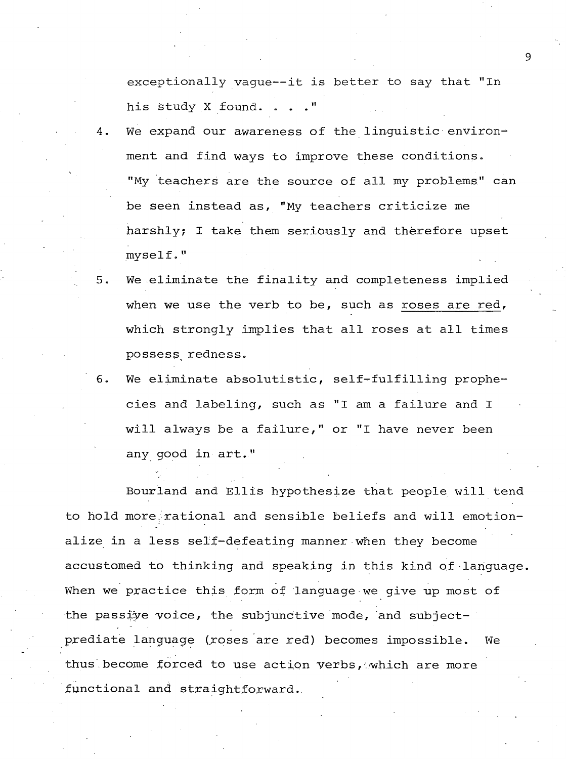exceptionally vague--it is better to say that "In his study X found. . . ."

4. We expand our awareness of the linguistic environment and find ways to improve these conditions. "My teachers are the source of all my problems" can be seen instead as, "My teachers criticize me harshly; I take them seriously and therefore upset myself."
5. We eliminate the finality and completeness implied when we use the verb to be, such as roses are red, which strongly implies that all roses at all times possess redness.
6. We eliminate absolutistic, self-fulfilling prophecies and labeling, such as "I am a failure and I will always be a failure," or "I have never been any good in art."

Bourland and Ellis hypothesize that people will tend to hold more rational and sensible beliefs and will emotionalize in a less self-defeating manner when they become accustomed to thinking and speaking in this kind of language. When we practice this form of language we give up most of the passive voice, the subjunctive mode, and subject-prediate language (roses are red) becomes impossible. We thus become forced to use action verbs, which are more functional and straightforward.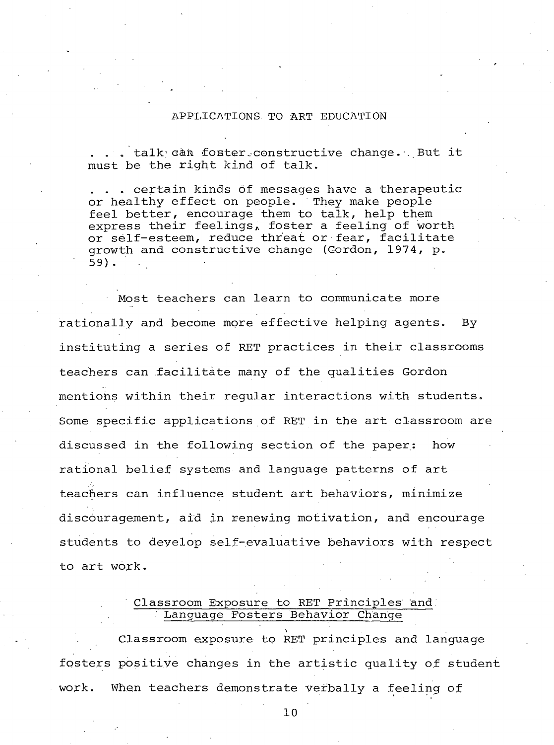## APPLICATIONS TO ART EDUCATION

> . . . talk can foster constructive change. But it must be the right kind of talk.
>
> . . . certain kinds of messages have a therapeutic or healthy effect on people. They make people feel better, encourage them to talk, help them express their feelings, foster a feeling of worth or self-esteem, reduce threat or fear, facilitate growth and constructive change (Gordon, 1974, p. 59).

Most teachers can learn to communicate more rationally and become more effective helping agents. By instituting a series of RET practices in their classrooms teachers can facilitate many of the qualities Gordon mentions within their regular interactions with students. Some specific applications of RET in the art classroom are discussed in the following section of the paper: how rational belief systems and language patterns of art teachers can influence student art behaviors, minimize discouragement, aid in renewing motivation, and encourage students to develop self-evaluative behaviors with respect to art work.

### Classroom Exposure to RET Principles and Language Fosters Behavior Change

Classroom exposure to RET principles and language fosters positive changes in the artistic quality of student work. When teachers demonstrate verbally a feeling of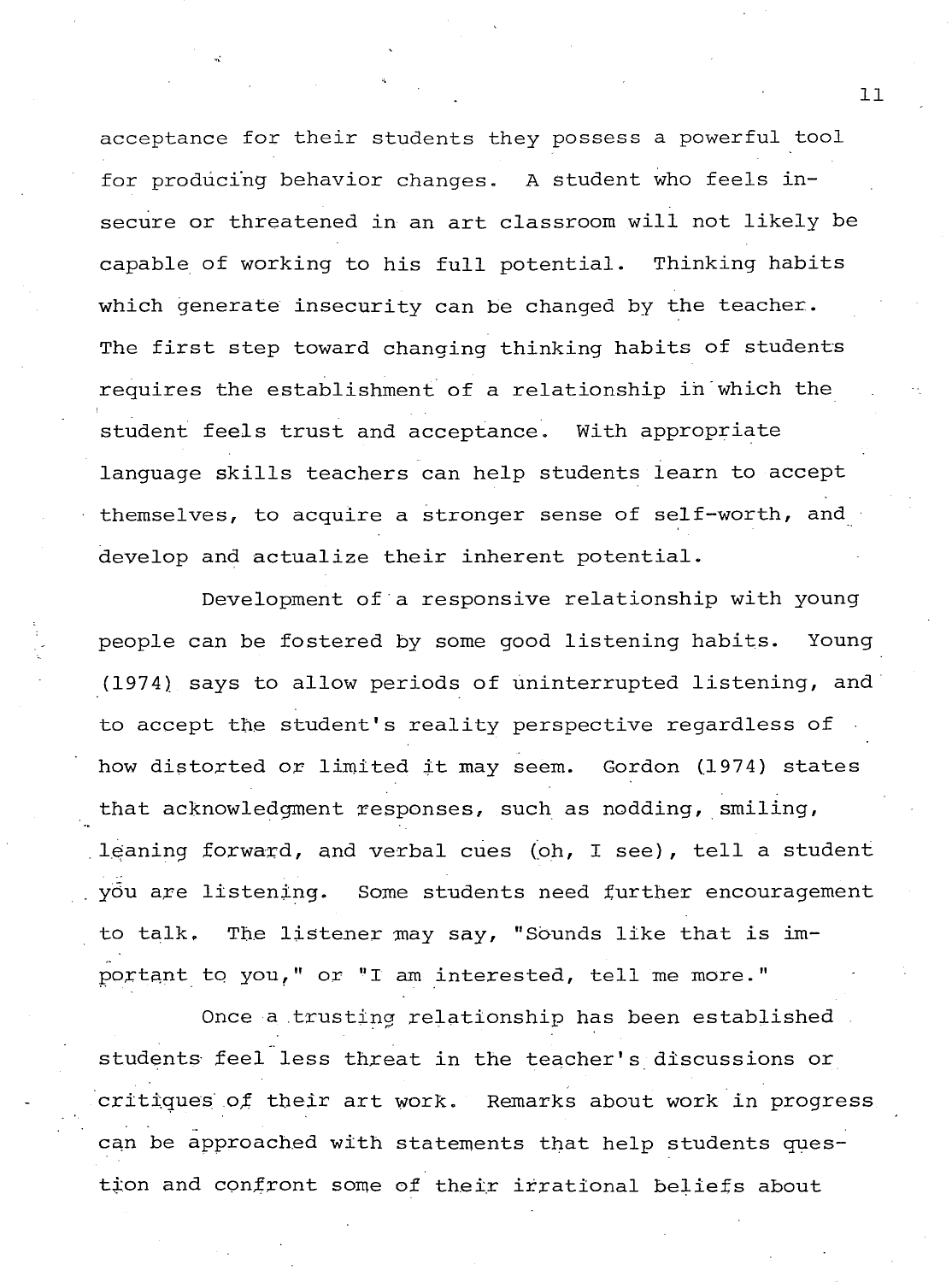acceptance for their students they possess a powerful tool for producing behavior changes. A student who feels insecure or threatened in an art classroom will not likely be capable of working to his full potential. Thinking habits which generate insecurity can be changed by the teacher. The first step toward changing thinking habits of students requires the establishment of a relationship in which the student feels trust and acceptance. With appropriate language skills teachers can help students learn to accept themselves, to acquire a stronger sense of self-worth, and develop and actualize their inherent potential.

Development of a responsive relationship with young people can be fostered by some good listening habits. Young (1974) says to allow periods of uninterrupted listening, and to accept the student's reality perspective regardless of how distorted or limited it may seem. Gordon (1974) states that acknowledgment responses, such as nodding, smiling, leaning forward, and verbal cues (oh, I see), tell a student you are listening. Some students need further encouragement to talk. The listener may say, "Sounds like that is important to you," or "I am interested, tell me more."

Once a trusting relationship has been established students feel less threat in the teacher's discussions or critiques of their art work. Remarks about work in progress can be approached with statements that help students question and confront some of their irrational beliefs about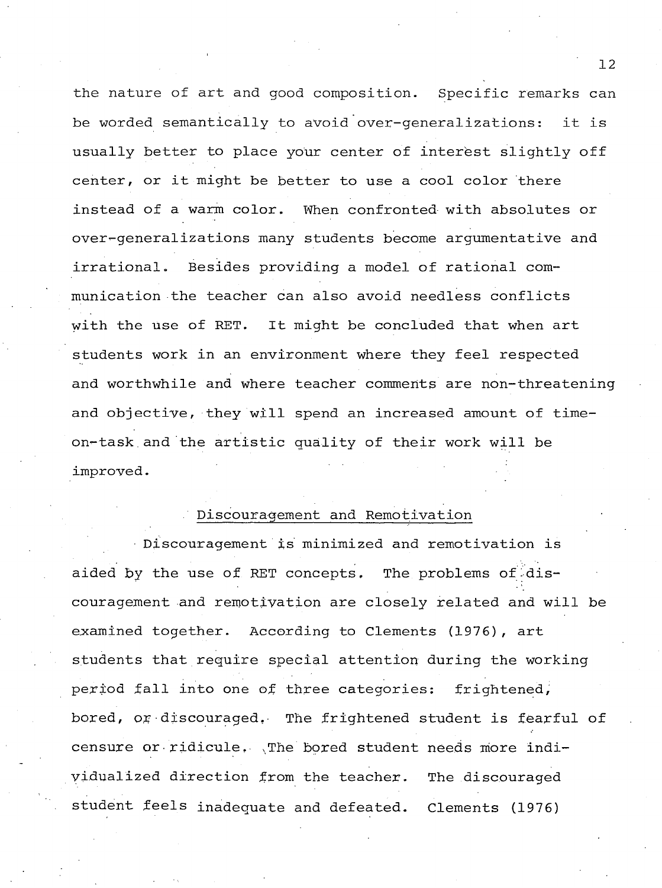the nature of art and good composition. Specific remarks can be worded semantically to avoid over-generalizations: it is usually better to place your center of interest slightly off center, or it might be better to use a cool color there instead of a warm color. When confronted with absolutes or over-generalizations many students become argumentative and irrational. Besides providing a model of rational communication the teacher can also avoid needless conflicts with the use of RET. It might be concluded that when art students work in an environment where they feel respected and worthwhile and where teacher comments are non-threatening and objective, they will spend an increased amount of time-on-task and the artistic quality of their work will be improved.

## Discouragement and Remotivation

Discouragement is minimized and remotivation is aided by the use of RET concepts. The problems of discouragement and remotivation are closely related and will be examined together. According to Clements (1976), art students that require special attention during the working period fall into one of three categories: frightened, bored, or discouraged. The frightened student is fearful of censure or ridicule. The bored student needs more individualized direction from the teacher. The discouraged student feels inadequate and defeated. Clements (1976)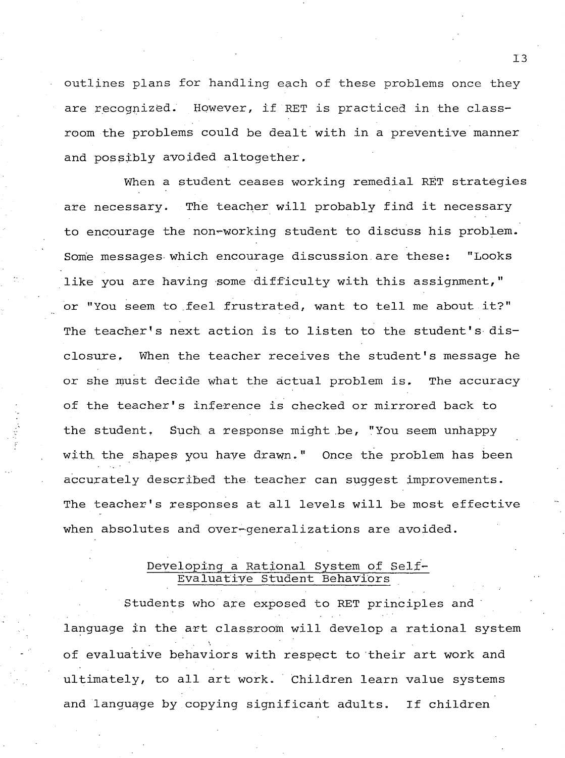outlines plans for handling each of these problems once they are recognized. However, if RET is practiced in the classroom the problems could be dealt with in a preventive manner and possibly avoided altogether.

When a student ceases working remedial RET strategies are necessary. The teacher will probably find it necessary to encourage the non-working student to discuss his problem. Some messages which encourage discussion are these: "Looks like you are having some difficulty with this assignment," or "You seem to feel frustrated, want to tell me about it?" The teacher's next action is to listen to the student's disclosure. When the teacher receives the student's message he or she must decide what the actual problem is. The accuracy of the teacher's inference is checked or mirrored back to the student. Such a response might be, "You seem unhappy with the shapes you have drawn." Once the problem has been accurately described the teacher can suggest improvements. The teacher's responses at all levels will be most effective when absolutes and over-generalizations are avoided.

## Developing a Rational System of Self-Evaluative Student Behaviors

Students who are exposed to RET principles and language in the art classroom will develop a rational system of evaluative behaviors with respect to their art work and ultimately, to all art work. Children learn value systems and language by copying significant adults. If children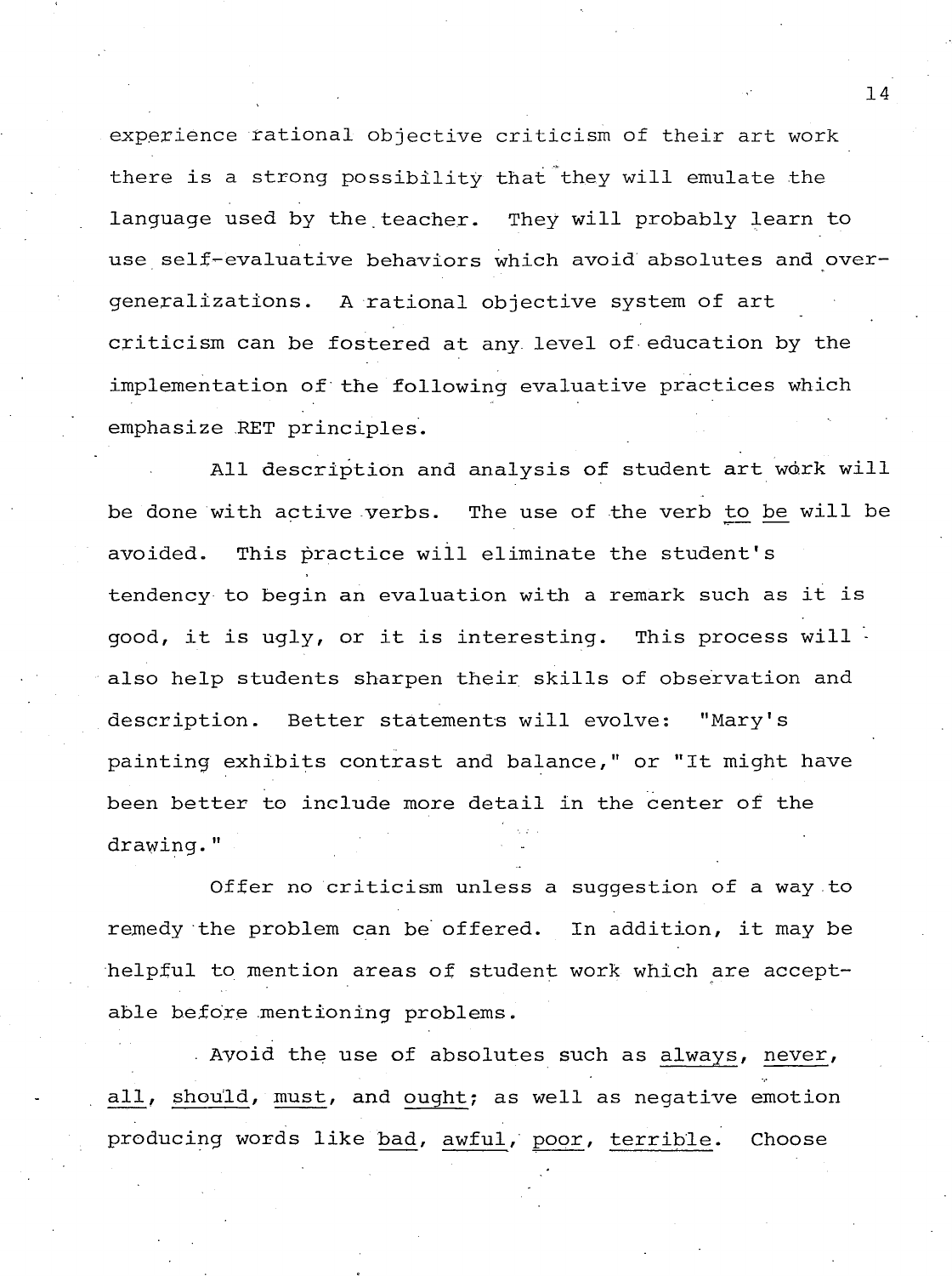experience rational objective criticism of their art work there is a strong possibility that they will emulate the language used by the teacher. They will probably learn to use self-evaluative behaviors which avoid absolutes and over-generalizations. A rational objective system of art criticism can be fostered at any level of education by the implementation of the following evaluative practices which emphasize RET principles.

All description and analysis of student art work will be done with active verbs. The use of the verb <u>to be</u> will be avoided. This practice will eliminate the student's tendency to begin an evaluation with a remark such as it is good, it is ugly, or it is interesting. This process will also help students sharpen their skills of observation and description. Better statements will evolve: "Mary's painting exhibits contrast and balance," or "It might have been better to include more detail in the center of the drawing."

Offer no criticism unless a suggestion of a way to remedy the problem can be offered. In addition, it may be helpful to mention areas of student work which are acceptable before mentioning problems.

Avoid the use of absolutes such as <u>always</u>, <u>never</u>, <u>all</u>, <u>should</u>, <u>must</u>, and <u>ought</u>; as well as negative emotion producing words like <u>bad</u>, <u>awful</u>, <u>poor</u>, <u>terrible</u>. Choose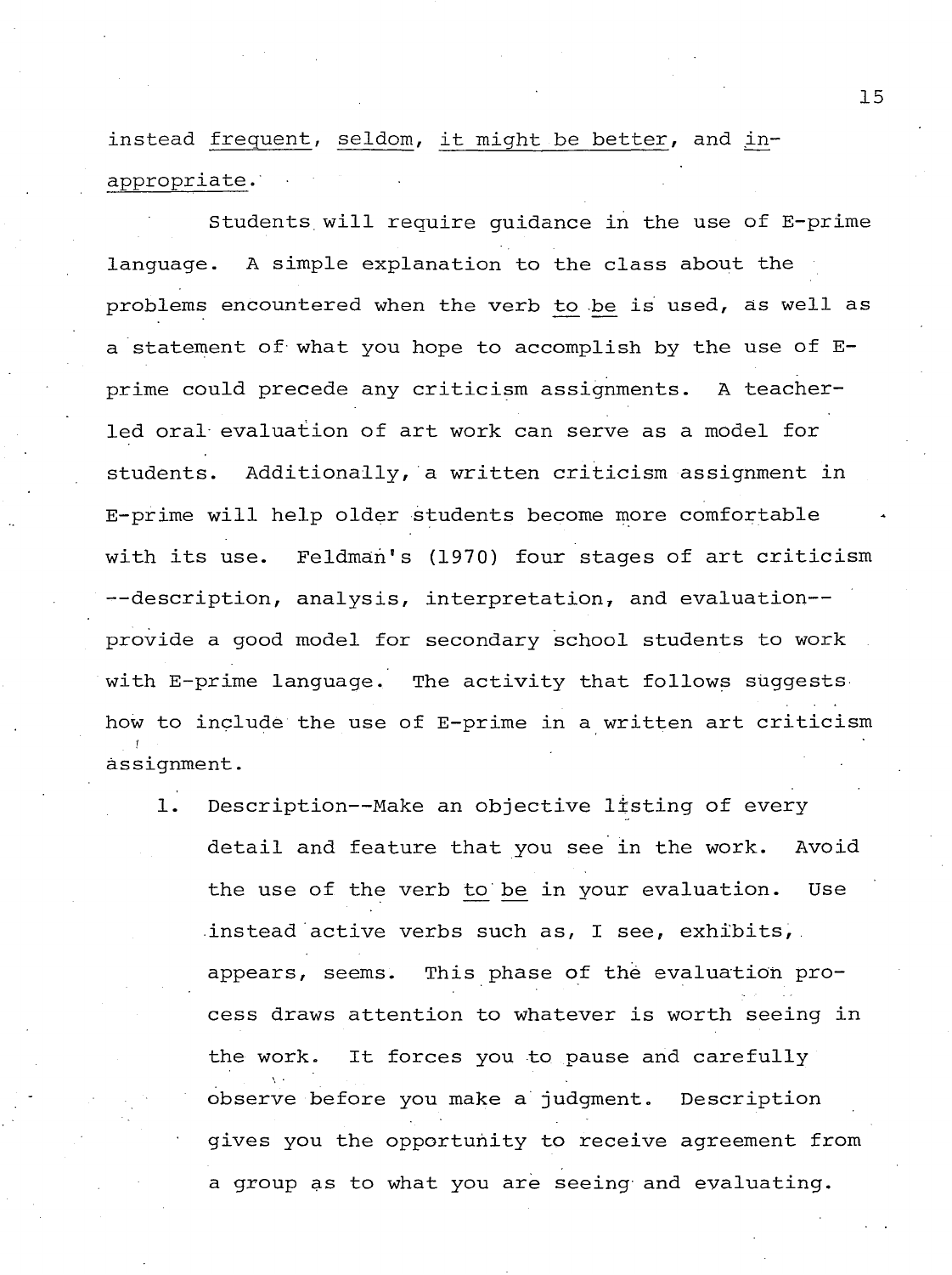instead _frequent_, _seldom_, _it might be better_, and _inappropriate_.

Students will require guidance in the use of E-prime language. A simple explanation to the class about the problems encountered when the verb _to be_ is used, as well as a statement of what you hope to accomplish by the use of E-prime could precede any criticism assignments. A teacher-led oral evaluation of art work can serve as a model for students. Additionally, a written criticism assignment in E-prime will help older students become more comfortable with its use. Feldman's (1970) four stages of art criticism --description, analysis, interpretation, and evaluation-- provide a good model for secondary school students to work with E-prime language. The activity that follows suggests how to include the use of E-prime in a written art criticism assignment.

1. Description--Make an objective listing of every detail and feature that you see in the work. Avoid the use of the verb _to be_ in your evaluation. Use instead active verbs such as, I see, exhibits, appears, seems. This phase of the evaluation process draws attention to whatever is worth seeing in the work. It forces you to pause and carefully observe before you make a judgment. Description gives you the opportunity to receive agreement from a group as to what you are seeing and evaluating.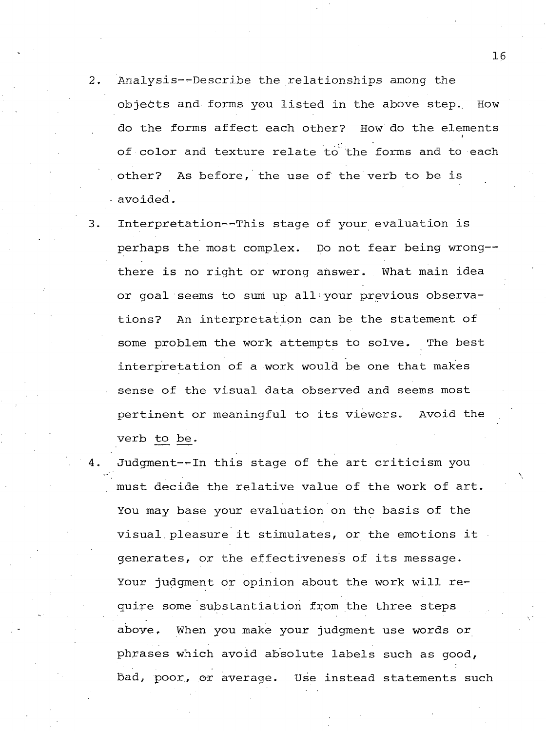2. Analysis--Describe the relationships among the objects and forms you listed in the above step. How do the forms affect each other? How do the elements of color and texture relate to the forms and to each other? As before, the use of the verb to be is avoided.

3. Interpretation--This stage of your evaluation is perhaps the most complex. Do not fear being wrong--there is no right or wrong answer. What main idea or goal seems to sum up all your previous observations? An interpretation can be the statement of some problem the work attempts to solve. The best interpretation of a work would be one that makes sense of the visual data observed and seems most pertinent or meaningful to its viewers. Avoid the verb <u>to be</u>.

4. Judgment--In this stage of the art criticism you must decide the relative value of the work of art. You may base your evaluation on the basis of the visual pleasure it stimulates, or the emotions it generates, or the effectiveness of its message. Your judgment or opinion about the work will require some substantiation from the three steps above. When you make your judgment use words or phrases which avoid absolute labels such as good, bad, poor, or average. Use instead statements such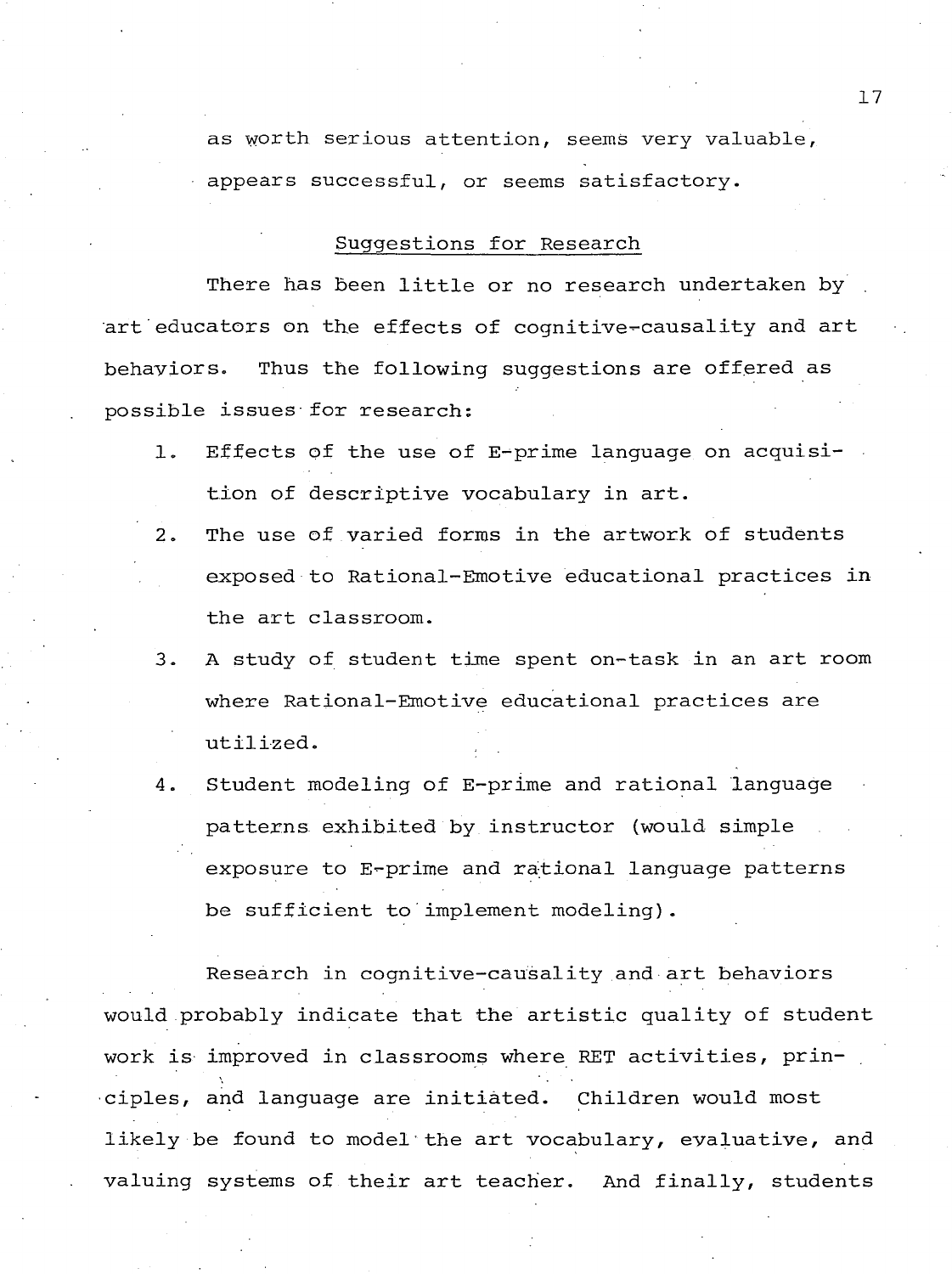as worth serious attention, seems very valuable, appears successful, or seems satisfactory.

## Suggestions for Research

There has been little or no research undertaken by art educators on the effects of cognitive-causality and art behaviors. Thus the following suggestions are offered as possible issues for research:

1. Effects of the use of E-prime language on acquisition of descriptive vocabulary in art.
2. The use of varied forms in the artwork of students exposed to Rational-Emotive educational practices in the art classroom.
3. A study of student time spent on-task in an art room where Rational-Emotive educational practices are utilized.
4. Student modeling of E-prime and rational language patterns exhibited by instructor (would simple exposure to E-prime and rational language patterns be sufficient to implement modeling).

Research in cognitive-causality and art behaviors would probably indicate that the artistic quality of student work is improved in classrooms where RET activities, principles, and language are initiated. Children would most likely be found to model the art vocabulary, evaluative, and valuing systems of their art teacher. And finally, students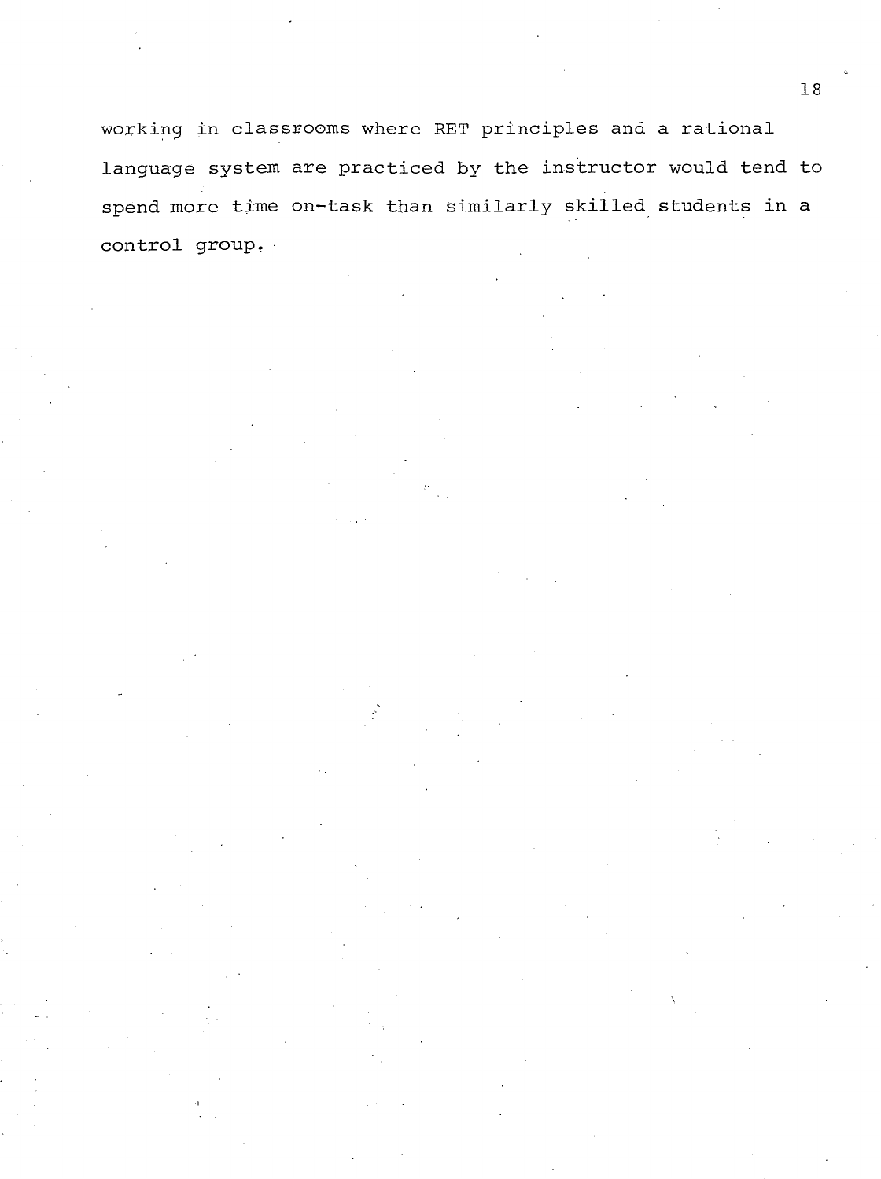working in classrooms where RET principles and a rational language system are practiced by the instructor would tend to spend more time on-task than similarly skilled students in a control group.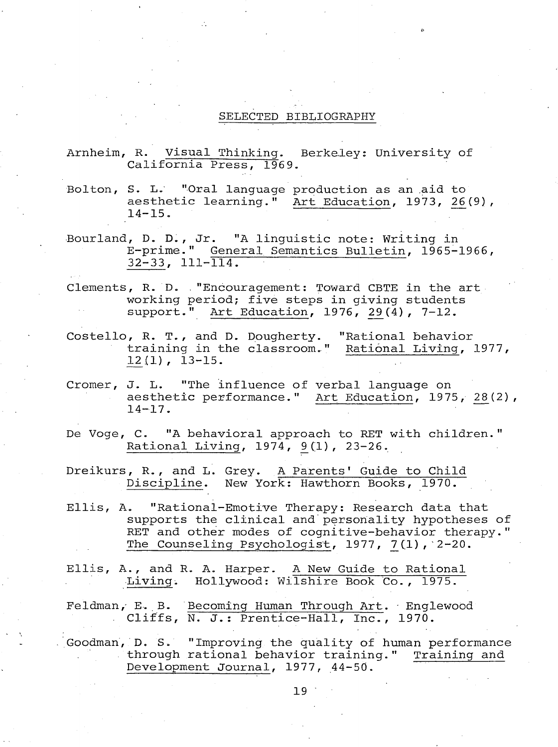## SELECTED BIBLIOGRAPHY

Arnheim, R. Visual Thinking. Berkeley: University of California Press, 1969.

Bolton, S. L. "Oral language production as an aid to aesthetic learning." Art Education, 1973, 26(9), 14-15.

Bourland, D. D., Jr. "A linguistic note: Writing in E-prime." General Semantics Bulletin, 1965-1966, 32-33, 111-114.

Clements, R. D. "Encouragement: Toward CBTE in the art working period; five steps in giving students support." Art Education, 1976, 29(4), 7-12.

Costello, R. T., and D. Dougherty. "Rational behavior training in the classroom." Rational Living, 1977, 12(1), 13-15.

Cromer, J. L. "The influence of verbal language on aesthetic performance." Art Education, 1975, 28(2), 14-17.

De Voge, C. "A behavioral approach to RET with children." Rational Living, 1974, 9(1), 23-26.

Dreikurs, R., and L. Grey. A Parents' Guide to Child Discipline. New York: Hawthorn Books, 1970.

Ellis, A. "Rational-Emotive Therapy: Research data that supports the clinical and personality hypotheses of RET and other modes of cognitive-behavior therapy." The Counseling Psychologist, 1977, 7(1), 2-20.

Ellis, A., and R. A. Harper. A New Guide to Rational Living. Hollywood: Wilshire Book Co., 1975.

Feldman, E. B. Becoming Human Through Art. Englewood Cliffs, N. J.: Prentice-Hall, Inc., 1970.

Goodman, D. S. "Improving the quality of human performance through rational behavior training." Training and Development Journal, 1977, 44-50.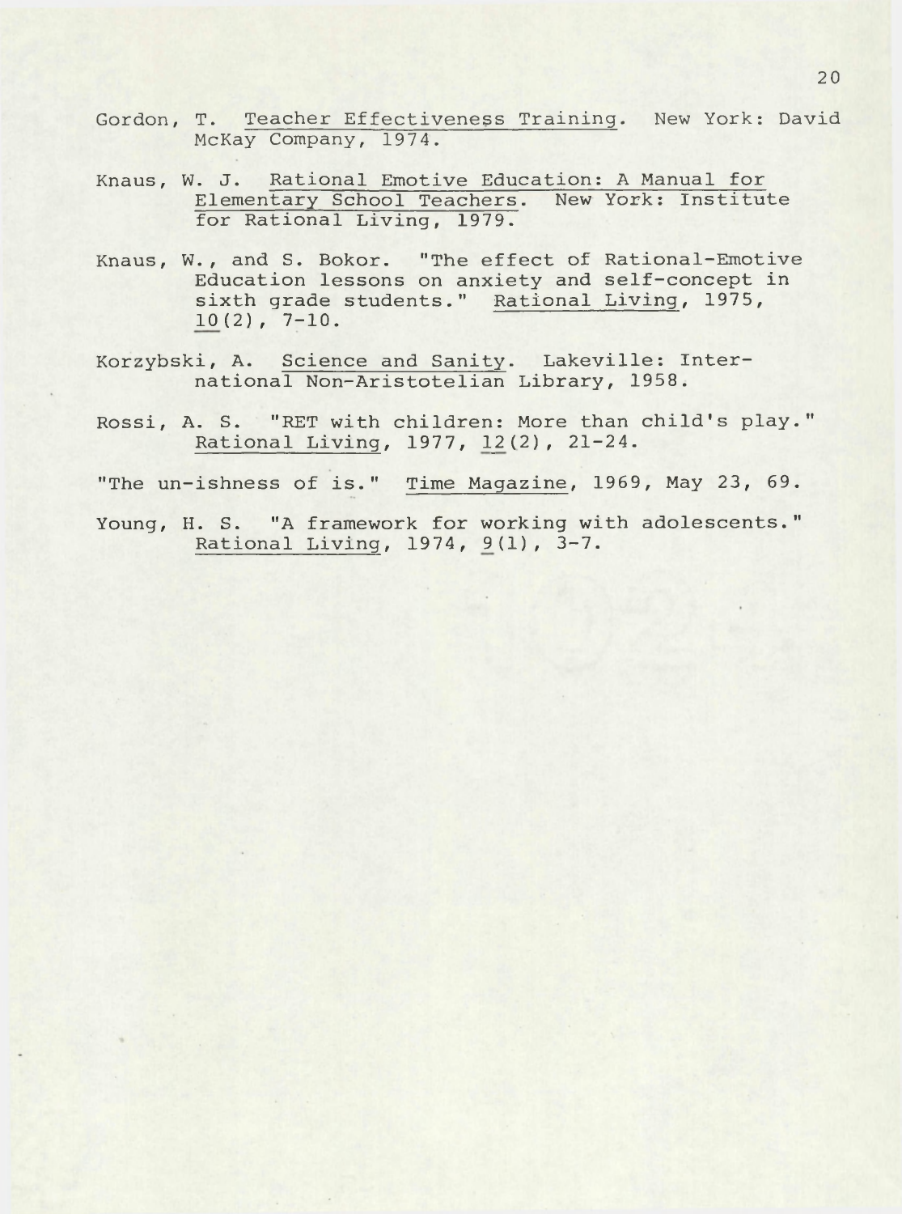Gordon, T. Teacher Effectiveness Training. New York: David McKay Company, 1974.

Knaus, W. J. Rational Emotive Education: A Manual for Elementary School Teachers. New York: Institute for Rational Living, 1979.

Knaus, W., and S. Bokor. "The effect of Rational-Emotive Education lessons on anxiety and self-concept in sixth grade students." Rational Living, 1975, 10(2), 7-10.

Korzybski, A. Science and Sanity. Lakeville: International Non-Aristotelian Library, 1958.

Rossi, A. S. "RET with children: More than child's play." Rational Living, 1977, 12(2), 21-24.

"The un-ishness of is." Time Magazine, 1969, May 23, 69.

Young, H. S. "A framework for working with adolescents." Rational Living, 1974, 9(1), 3-7.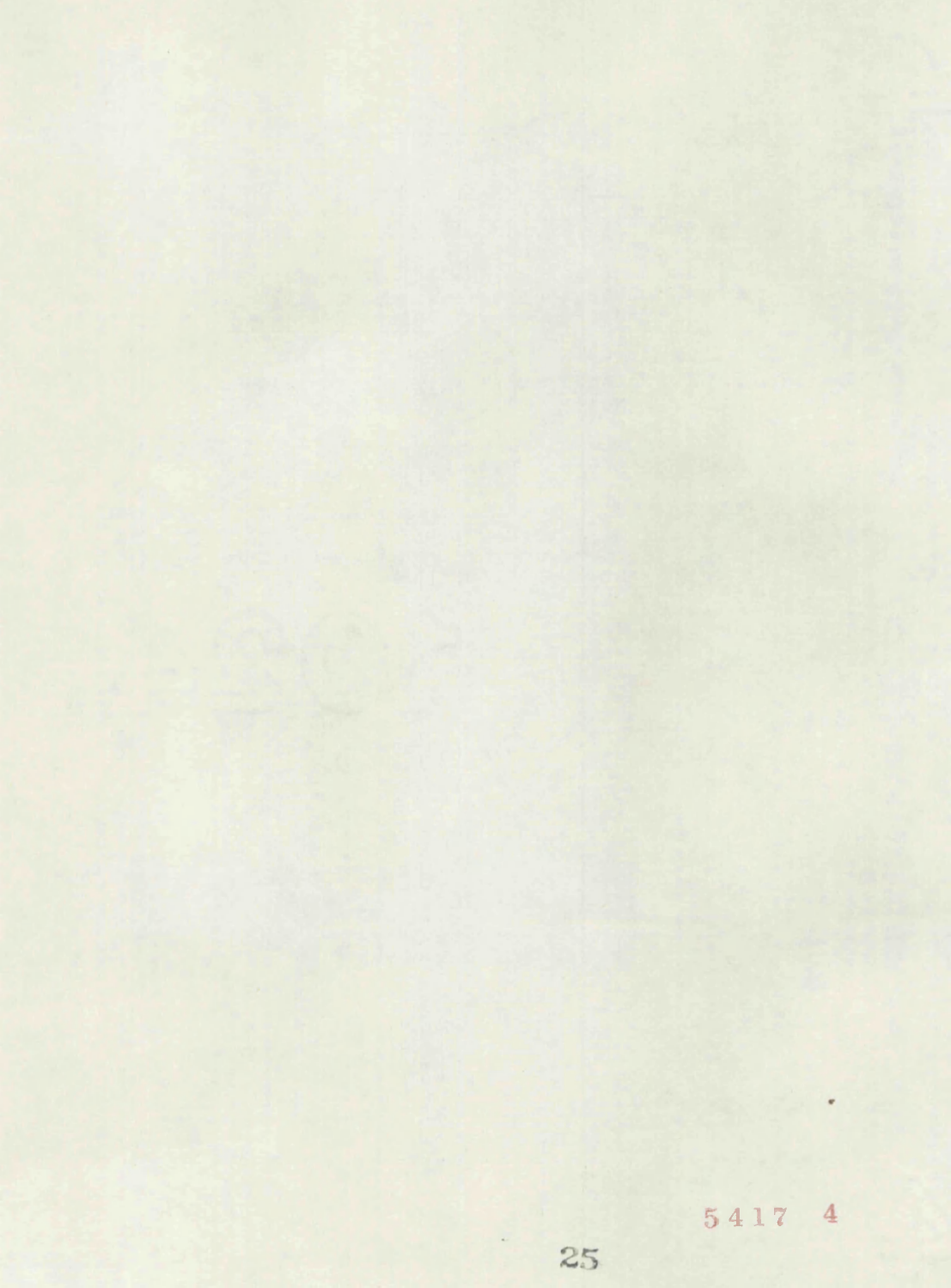5417 4